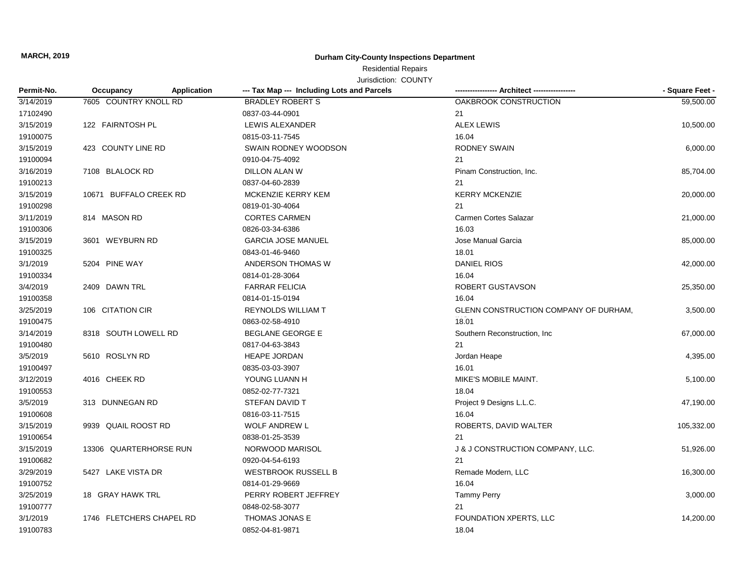**MARCH, 2019**

**Durham City-County Inspections Department**

Residential Repairs

Jurisdiction: COUNTY

| Permit-No. | Occupancy | Application | --- Tax Map --- Including Lots and Parcels | ---------------- Architect ---------------- | - Square Feet - |
|---|---|---|---|---|---|
| 3/14/2019 | 7605 COUNTRY KNOLL RD | | BRADLEY ROBERT S | OAKBROOK CONSTRUCTION | 59,500.00 |
| 17102490 | | | 0837-03-44-0901 | 21 | |
| 3/15/2019 | 122 FAIRNTOSH PL | | LEWIS ALEXANDER | ALEX LEWIS | 10,500.00 |
| 19100075 | | | 0815-03-11-7545 | 16.04 | |
| 3/15/2019 | 423 COUNTY LINE RD | | SWAIN RODNEY WOODSON | RODNEY SWAIN | 6,000.00 |
| 19100094 | | | 0910-04-75-4092 | 21 | |
| 3/16/2019 | 7108 BLALOCK RD | | DILLON ALAN W | Pinam Construction, Inc. | 85,704.00 |
| 19100213 | | | 0837-04-60-2839 | 21 | |
| 3/15/2019 | 10671 BUFFALO CREEK RD | | MCKENZIE KERRY KEM | KERRY MCKENZIE | 20,000.00 |
| 19100298 | | | 0819-01-30-4064 | 21 | |
| 3/11/2019 | 814 MASON RD | | CORTES CARMEN | Carmen Cortes Salazar | 21,000.00 |
| 19100306 | | | 0826-03-34-6386 | 16.03 | |
| 3/15/2019 | 3601 WEYBURN RD | | GARCIA JOSE MANUEL | Jose Manual Garcia | 85,000.00 |
| 19100325 | | | 0843-01-46-9460 | 18.01 | |
| 3/1/2019 | 5204 PINE WAY | | ANDERSON THOMAS W | DANIEL RIOS | 42,000.00 |
| 19100334 | | | 0814-01-28-3064 | 16.04 | |
| 3/4/2019 | 2409 DAWN TRL | | FARRAR FELICIA | ROBERT GUSTAVSON | 25,350.00 |
| 19100358 | | | 0814-01-15-0194 | 16.04 | |
| 3/25/2019 | 106 CITATION CIR | | REYNOLDS WILLIAM T | GLENN CONSTRUCTION COMPANY OF DURHAM, | 3,500.00 |
| 19100475 | | | 0863-02-58-4910 | 18.01 | |
| 3/14/2019 | 8318 SOUTH LOWELL RD | | BEGLANE GEORGE E | Southern Reconstruction, Inc | 67,000.00 |
| 19100480 | | | 0817-04-63-3843 | 21 | |
| 3/5/2019 | 5610 ROSLYN RD | | HEAPE JORDAN | Jordan Heape | 4,395.00 |
| 19100497 | | | 0835-03-03-3907 | 16.01 | |
| 3/12/2019 | 4016 CHEEK RD | | YOUNG LUANN H | MIKE'S MOBILE MAINT. | 5,100.00 |
| 19100553 | | | 0852-02-77-7321 | 18.04 | |
| 3/5/2019 | 313 DUNNEGAN RD | | STEFAN DAVID T | Project 9 Designs L.L.C. | 47,190.00 |
| 19100608 | | | 0816-03-11-7515 | 16.04 | |
| 3/15/2019 | 9939 QUAIL ROOST RD | | WOLF ANDREW L | ROBERTS, DAVID WALTER | 105,332.00 |
| 19100654 | | | 0838-01-25-3539 | 21 | |
| 3/15/2019 | 13306 QUARTERHORSE RUN | | NORWOOD MARISOL | J & J CONSTRUCTION COMPANY, LLC. | 51,926.00 |
| 19100682 | | | 0920-04-54-6193 | 21 | |
| 3/29/2019 | 5427 LAKE VISTA DR | | WESTBROOK RUSSELL B | Remade Modern, LLC | 16,300.00 |
| 19100752 | | | 0814-01-29-9669 | 16.04 | |
| 3/25/2019 | 18 GRAY HAWK TRL | | PERRY ROBERT JEFFREY | Tammy Perry | 3,000.00 |
| 19100777 | | | 0848-02-58-3077 | 21 | |
| 3/1/2019 | 1746 FLETCHERS CHAPEL RD | | THOMAS JONAS E | FOUNDATION XPERTS, LLC | 14,200.00 |
| 19100783 | | | 0852-04-81-9871 | 18.04 | |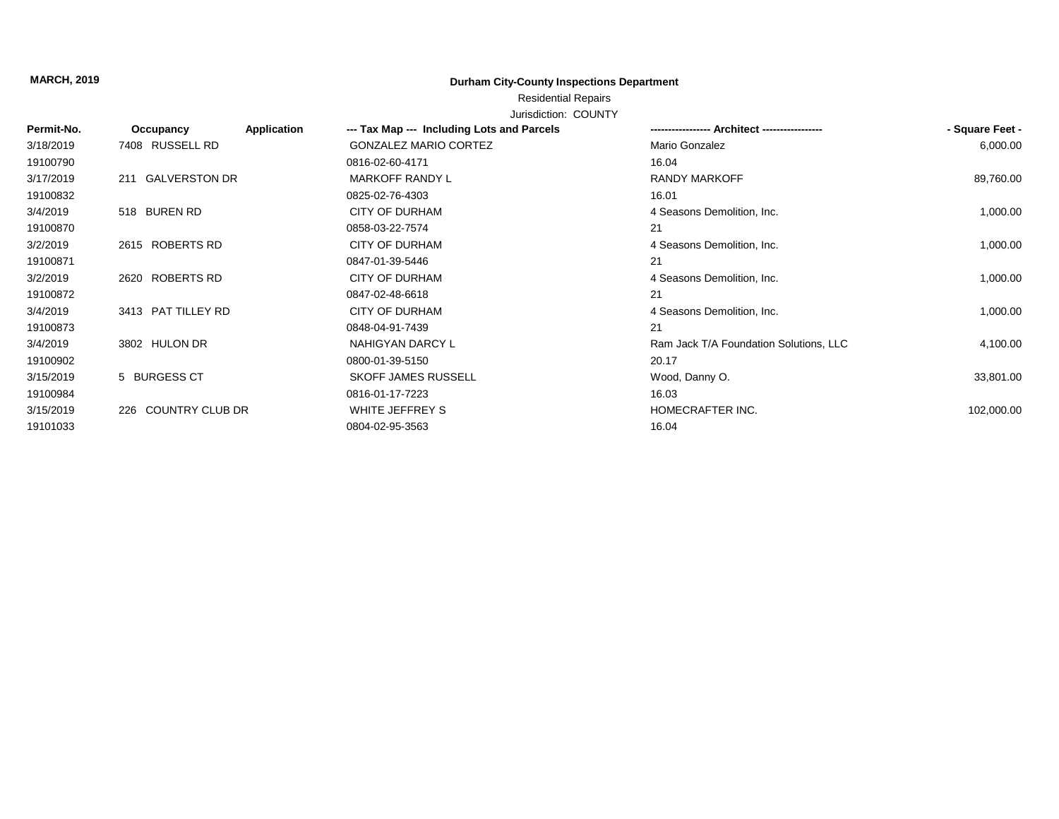**MARCH, 2019**

**Durham City-County Inspections Department**

Residential Repairs

Jurisdiction: COUNTY

| Permit-No. | Occupancy | Application | --- Tax Map --- Including Lots and Parcels | ---------------- Architect ---------------- | - Square Feet - |
|---|---|---|---|---|---|
| 3/18/2019 | 7408 RUSSELL RD | | GONZALEZ MARIO CORTEZ | Mario Gonzalez | 6,000.00 |
| 19100790 | | | 0816-02-60-4171 | 16.04 | |
| 3/17/2019 | 211 GALVERSTON DR | | MARKOFF RANDY L | RANDY MARKOFF | 89,760.00 |
| 19100832 | | | 0825-02-76-4303 | 16.01 | |
| 3/4/2019 | 518 BUREN RD | | CITY OF DURHAM | 4 Seasons Demolition, Inc. | 1,000.00 |
| 19100870 | | | 0858-03-22-7574 | 21 | |
| 3/2/2019 | 2615 ROBERTS RD | | CITY OF DURHAM | 4 Seasons Demolition, Inc. | 1,000.00 |
| 19100871 | | | 0847-01-39-5446 | 21 | |
| 3/2/2019 | 2620 ROBERTS RD | | CITY OF DURHAM | 4 Seasons Demolition, Inc. | 1,000.00 |
| 19100872 | | | 0847-02-48-6618 | 21 | |
| 3/4/2019 | 3413 PAT TILLEY RD | | CITY OF DURHAM | 4 Seasons Demolition, Inc. | 1,000.00 |
| 19100873 | | | 0848-04-91-7439 | 21 | |
| 3/4/2019 | 3802 HULON DR | | NAHIGYAN DARCY L | Ram Jack T/A Foundation Solutions, LLC | 4,100.00 |
| 19100902 | | | 0800-01-39-5150 | 20.17 | |
| 3/15/2019 | 5 BURGESS CT | | SKOFF JAMES RUSSELL | Wood, Danny O. | 33,801.00 |
| 19100984 | | | 0816-01-17-7223 | 16.03 | |
| 3/15/2019 | 226 COUNTRY CLUB DR | | WHITE JEFFREY S | HOMECRAFTER INC. | 102,000.00 |
| 19101033 | | | 0804-02-95-3563 | 16.04 | |